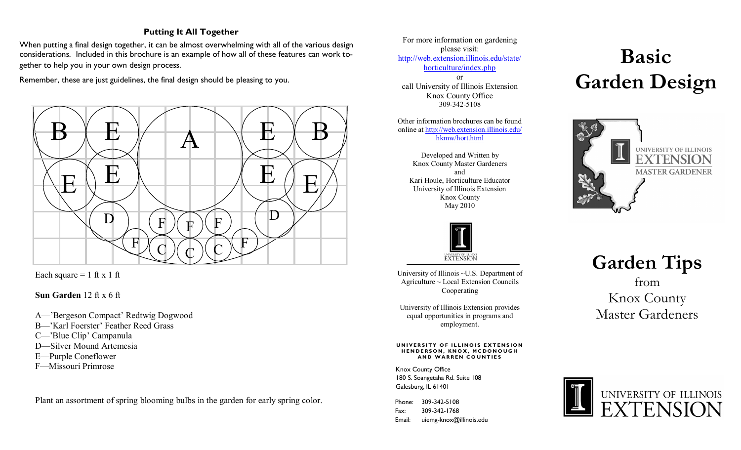## Putting It All Together

When putting a final design together, it can be almost overwhelming with all of the various design considerations. Included in this brochure is an example of how all of these features can work together to help you in your own design process.

Remember, these are just guidelines, the final design should be pleasing to you.

Each square = 1 ft x 1 ft

**Sun Garden** 12 ft x 6 ft

A—'Bergeson Compact' Redtwig Dogwood
B—'Karl Foerster' Feather Reed Grass
C—'Blue Clip' Campanula
D—Silver Mound Artemesia
E—Purple Coneflower
F—Missouri Primrose

Plant an assortment of spring blooming bulbs in the garden for early spring color.

For more information on gardening please visit:
http://web.extension.illinois.edu/state/horticulture/index.php
or
call University of Illinois Extension Knox County Office
309-342-5108

Other information brochures can be found online at http://web.extension.illinois.edu/hkmw/hort.html

Developed and Written by
Knox County Master Gardeners
and
Kari Houle, Horticulture Educator
University of Illinois Extension
Knox County
May 2010

University of Illinois ~U.S. Department of Agriculture ~ Local Extension Councils Cooperating

University of Illinois Extension provides equal opportunities in programs and employment.

**UNIVERSITY OF ILLINOIS EXTENSION HENDERSON, KNOX, MCDONOUGH AND WARREN COUNTIES**

Knox County Office
180 S. Soangetaha Rd. Suite 108
Galesburg, IL 61401

Phone: 309-342-5108
Fax: 309-342-1768
Email: uiemg-knox@illinois.edu

# Basic Garden Design

UNIVERSITY OF ILLINOIS EXTENSION MASTER GARDENER

## Garden Tips

from
Knox County
Master Gardeners

UNIVERSITY OF ILLINOIS EXTENSION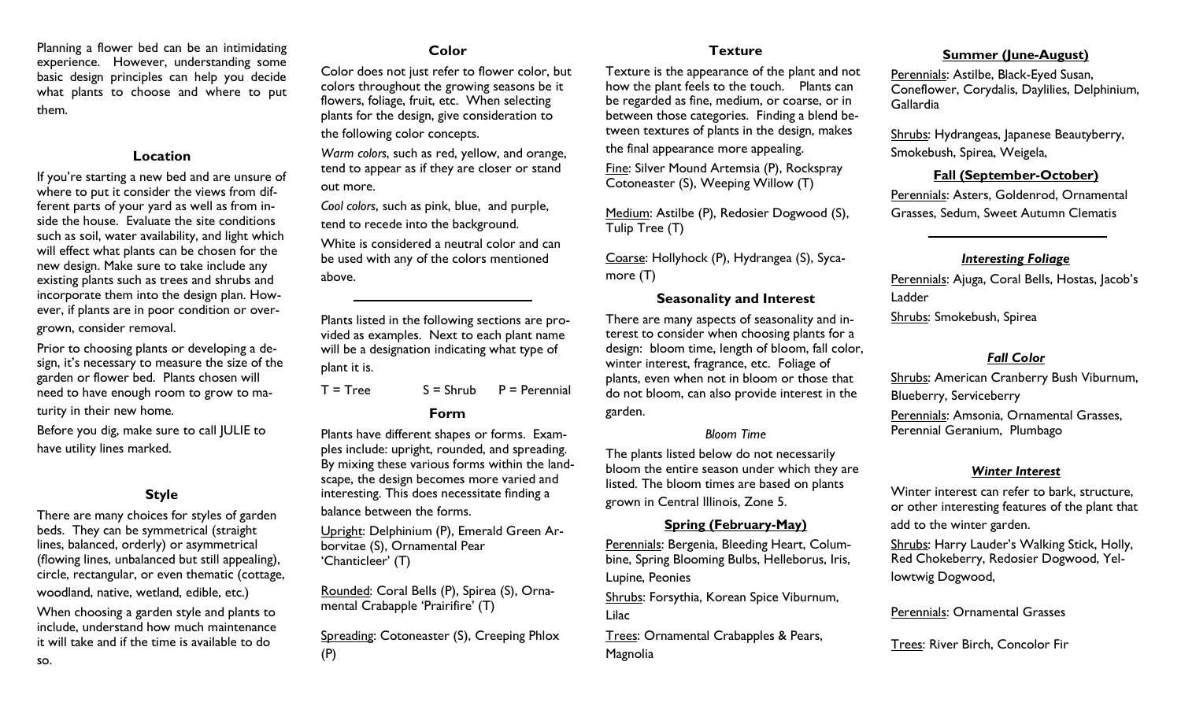Planning a flower bed can be an intimidating experience. However, understanding some basic design principles can help you decide what plants to choose and where to put them.

## Location

If you're starting a new bed and are unsure of where to put it consider the views from different parts of your yard as well as from inside the house. Evaluate the site conditions such as soil, water availability, and light which will effect what plants can be chosen for the new design. Make sure to take include any existing plants such as trees and shrubs and incorporate them into the design plan. However, if plants are in poor condition or overgrown, consider removal.

Prior to choosing plants or developing a design, it's necessary to measure the size of the garden or flower bed. Plants chosen will need to have enough room to grow to maturity in their new home.

Before you dig, make sure to call JULIE to have utility lines marked.

## Style

There are many choices for styles of garden beds. They can be symmetrical (straight lines, balanced, orderly) or asymmetrical (flowing lines, unbalanced but still appealing), circle, rectangular, or even thematic (cottage, woodland, native, wetland, edible, etc.)

When choosing a garden style and plants to include, understand how much maintenance it will take and if the time is available to do so.

## Color

Color does not just refer to flower color, but colors throughout the growing seasons be it flowers, foliage, fruit, etc. When selecting plants for the design, give consideration to the following color concepts.

*Warm colors*, such as red, yellow, and orange, tend to appear as if they are closer or stand out more.

*Cool colors*, such as pink, blue, and purple, tend to recede into the background.

White is considered a neutral color and can be used with any of the colors mentioned above.

---

Plants listed in the following sections are provided as examples. Next to each plant name will be a designation indicating what type of plant it is.

T = Tree S = Shrub P = Perennial

## Form

Plants have different shapes or forms. Examples include: upright, rounded, and spreading. By mixing these various forms within the landscape, the design becomes more varied and interesting. This does necessitate finding a balance between the forms.

Upright: Delphinium (P), Emerald Green Arborvitae (S), Ornamental Pear 'Chanticleer' (T)

Rounded: Coral Bells (P), Spirea (S), Ornamental Crabapple 'Prairifire' (T)

Spreading: Cotoneaster (S), Creeping Phlox (P)

## Texture

Texture is the appearance of the plant and not how the plant feels to the touch. Plants can be regarded as fine, medium, or coarse, or in between those categories. Finding a blend between textures of plants in the design, makes the final appearance more appealing.

Fine: Silver Mound Artemsia (P), Rockspray Cotoneaster (S), Weeping Willow (T)

Medium: Astilbe (P), Redosier Dogwood (S), Tulip Tree (T)

Coarse: Hollyhock (P), Hydrangea (S), Sycamore (T)

## Seasonality and Interest

There are many aspects of seasonality and interest to consider when choosing plants for a design: bloom time, length of bloom, fall color, winter interest, fragrance, etc. Foliage of plants, even when not in bloom or those that do not bloom, can also provide interest in the garden.

### *Bloom Time*

The plants listed below do not necessarily bloom the entire season under which they are listed. The bloom times are based on plants grown in Central Illinois, Zone 5.

#### Spring (February-May)

Perennials: Bergenia, Bleeding Heart, Columbine, Spring Blooming Bulbs, Helleborus, Iris, Lupine, Peonies

Shrubs: Forsythia, Korean Spice Viburnum, Lilac

Trees: Ornamental Crabapples & Pears, Magnolia

#### Summer (June-August)

Perennials: Astilbe, Black-Eyed Susan, Coneflower, Corydalis, Daylilies, Delphinium, Gallardia

Shrubs: Hydrangeas, Japanese Beautyberry, Smokebush, Spirea, Weigela,

#### Fall (September-October)

Perennials: Asters, Goldenrod, Ornamental Grasses, Sedum, Sweet Autumn Clematis

---

### *Interesting Foliage*

Perennials: Ajuga, Coral Bells, Hostas, Jacob's Ladder

Shrubs: Smokebush, Spirea

### *Fall Color*

Shrubs: American Cranberry Bush Viburnum, Blueberry, Serviceberry

Perennials: Amsonia, Ornamental Grasses, Perennial Geranium, Plumbago

### *Winter Interest*

Winter interest can refer to bark, structure, or other interesting features of the plant that add to the winter garden.

Shrubs: Harry Lauder's Walking Stick, Holly, Red Chokeberry, Redosier Dogwood, Yellowtwig Dogwood,

Perennials: Ornamental Grasses

Trees: River Birch, Concolor Fir